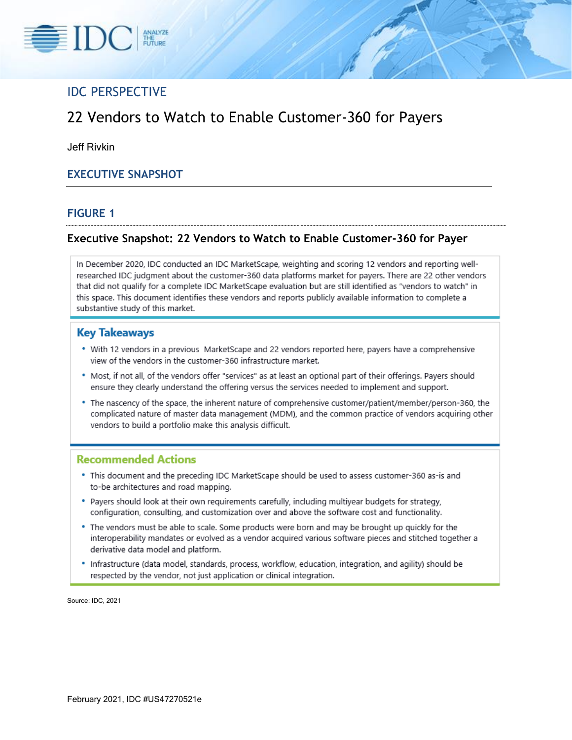IDC PERSPECTIVE

# 22 Vendors to Watch to Enable Customer-360 for Payers

Jeff Rivkin

## EXECUTIVE SNAPSHOT

### FIGURE 1

**Executive Snapshot: 22 Vendors to Watch to Enable Customer-360 for Payer**

In December 2020, IDC conducted an IDC MarketScape, weighting and scoring 12 vendors and reporting well-researched IDC judgment about the customer-360 data platforms market for payers. There are 22 other vendors that did not qualify for a complete IDC MarketScape evaluation but are still identified as "vendors to watch" in this space. This document identifies these vendors and reports publicly available information to complete a substantive study of this market.

#### Key Takeaways

- With 12 vendors in a previous MarketScape and 22 vendors reported here, payers have a comprehensive view of the vendors in the customer-360 infrastructure market.
- Most, if not all, of the vendors offer "services" as at least an optional part of their offerings. Payers should ensure they clearly understand the offering versus the services needed to implement and support.
- The nascency of the space, the inherent nature of comprehensive customer/patient/member/person-360, the complicated nature of master data management (MDM), and the common practice of vendors acquiring other vendors to build a portfolio make this analysis difficult.

#### Recommended Actions

- This document and the preceding IDC MarketScape should be used to assess customer-360 as-is and to-be architectures and road mapping.
- Payers should look at their own requirements carefully, including multiyear budgets for strategy, configuration, consulting, and customization over and above the software cost and functionality.
- The vendors must be able to scale. Some products were born and may be brought up quickly for the interoperability mandates or evolved as a vendor acquired various software pieces and stitched together a derivative data model and platform.
- Infrastructure (data model, standards, process, workflow, education, integration, and agility) should be respected by the vendor, not just application or clinical integration.

Source: IDC, 2021

February 2021, IDC #US47270521e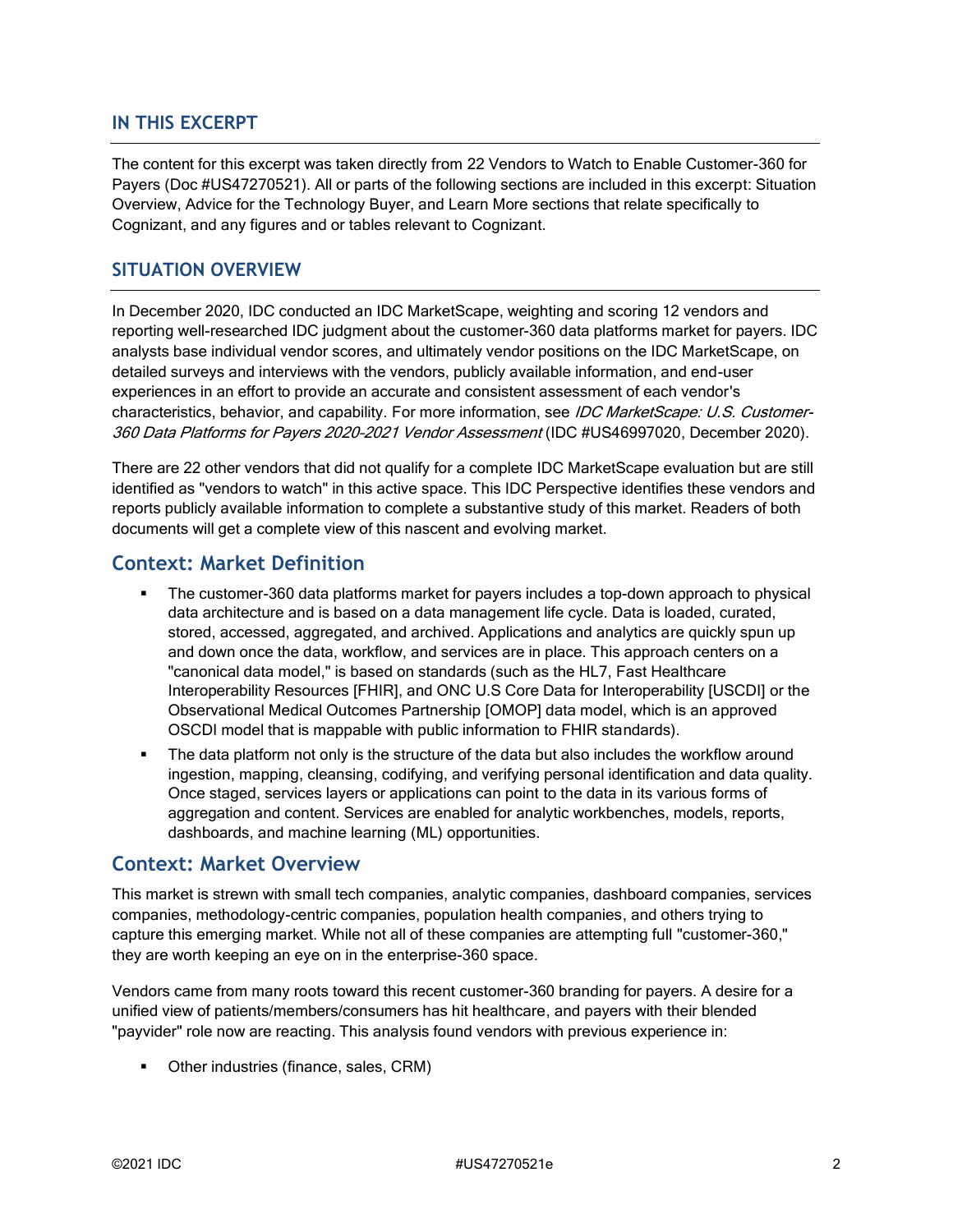## IN THIS EXCERPT

The content for this excerpt was taken directly from 22 Vendors to Watch to Enable Customer-360 for Payers (Doc #US47270521). All or parts of the following sections are included in this excerpt: Situation Overview, Advice for the Technology Buyer, and Learn More sections that relate specifically to Cognizant, and any figures and or tables relevant to Cognizant.

## SITUATION OVERVIEW

In December 2020, IDC conducted an IDC MarketScape, weighting and scoring 12 vendors and reporting well-researched IDC judgment about the customer-360 data platforms market for payers. IDC analysts base individual vendor scores, and ultimately vendor positions on the IDC MarketScape, on detailed surveys and interviews with the vendors, publicly available information, and end-user experiences in an effort to provide an accurate and consistent assessment of each vendor's characteristics, behavior, and capability. For more information, see *IDC MarketScape: U.S. Customer-360 Data Platforms for Payers 2020-2021 Vendor Assessment* (IDC #US46997020, December 2020).

There are 22 other vendors that did not qualify for a complete IDC MarketScape evaluation but are still identified as "vendors to watch" in this active space. This IDC Perspective identifies these vendors and reports publicly available information to complete a substantive study of this market. Readers of both documents will get a complete view of this nascent and evolving market.

### Context: Market Definition

- The customer-360 data platforms market for payers includes a top-down approach to physical data architecture and is based on a data management life cycle. Data is loaded, curated, stored, accessed, aggregated, and archived. Applications and analytics are quickly spun up and down once the data, workflow, and services are in place. This approach centers on a "canonical data model," is based on standards (such as the HL7, Fast Healthcare Interoperability Resources [FHIR], and ONC U.S Core Data for Interoperability [USCDI] or the Observational Medical Outcomes Partnership [OMOP] data model, which is an approved OSCDI model that is mappable with public information to FHIR standards).
- The data platform not only is the structure of the data but also includes the workflow around ingestion, mapping, cleansing, codifying, and verifying personal identification and data quality. Once staged, services layers or applications can point to the data in its various forms of aggregation and content. Services are enabled for analytic workbenches, models, reports, dashboards, and machine learning (ML) opportunities.

### Context: Market Overview

This market is strewn with small tech companies, analytic companies, dashboard companies, services companies, methodology-centric companies, population health companies, and others trying to capture this emerging market. While not all of these companies are attempting full "customer-360," they are worth keeping an eye on in the enterprise-360 space.

Vendors came from many roots toward this recent customer-360 branding for payers. A desire for a unified view of patients/members/consumers has hit healthcare, and payers with their blended "payvider" role now are reacting. This analysis found vendors with previous experience in:

- Other industries (finance, sales, CRM)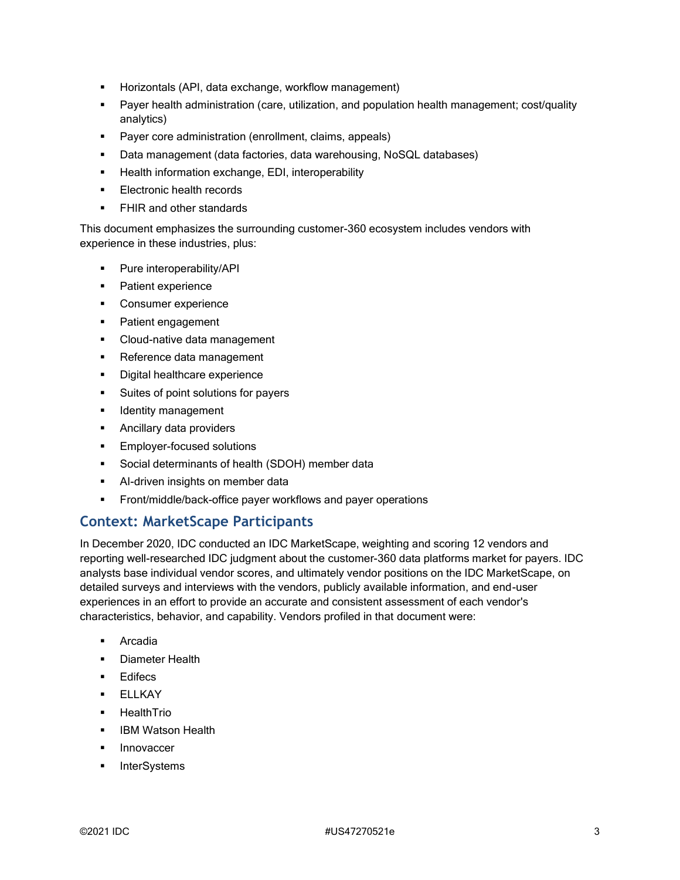- Horizontals (API, data exchange, workflow management)
- Payer health administration (care, utilization, and population health management; cost/quality analytics)
- Payer core administration (enrollment, claims, appeals)
- Data management (data factories, data warehousing, NoSQL databases)
- Health information exchange, EDI, interoperability
- Electronic health records
- FHIR and other standards

This document emphasizes the surrounding customer-360 ecosystem includes vendors with experience in these industries, plus:

- Pure interoperability/API
- Patient experience
- Consumer experience
- Patient engagement
- Cloud-native data management
- Reference data management
- Digital healthcare experience
- Suites of point solutions for payers
- Identity management
- Ancillary data providers
- Employer-focused solutions
- Social determinants of health (SDOH) member data
- AI-driven insights on member data
- Front/middle/back-office payer workflows and payer operations

## Context: MarketScape Participants

In December 2020, IDC conducted an IDC MarketScape, weighting and scoring 12 vendors and reporting well-researched IDC judgment about the customer-360 data platforms market for payers. IDC analysts base individual vendor scores, and ultimately vendor positions on the IDC MarketScape, on detailed surveys and interviews with the vendors, publicly available information, and end-user experiences in an effort to provide an accurate and consistent assessment of each vendor's characteristics, behavior, and capability. Vendors profiled in that document were:

- Arcadia
- Diameter Health
- Edifecs
- ELLKAY
- HealthTrio
- IBM Watson Health
- Innovaccer
- InterSystems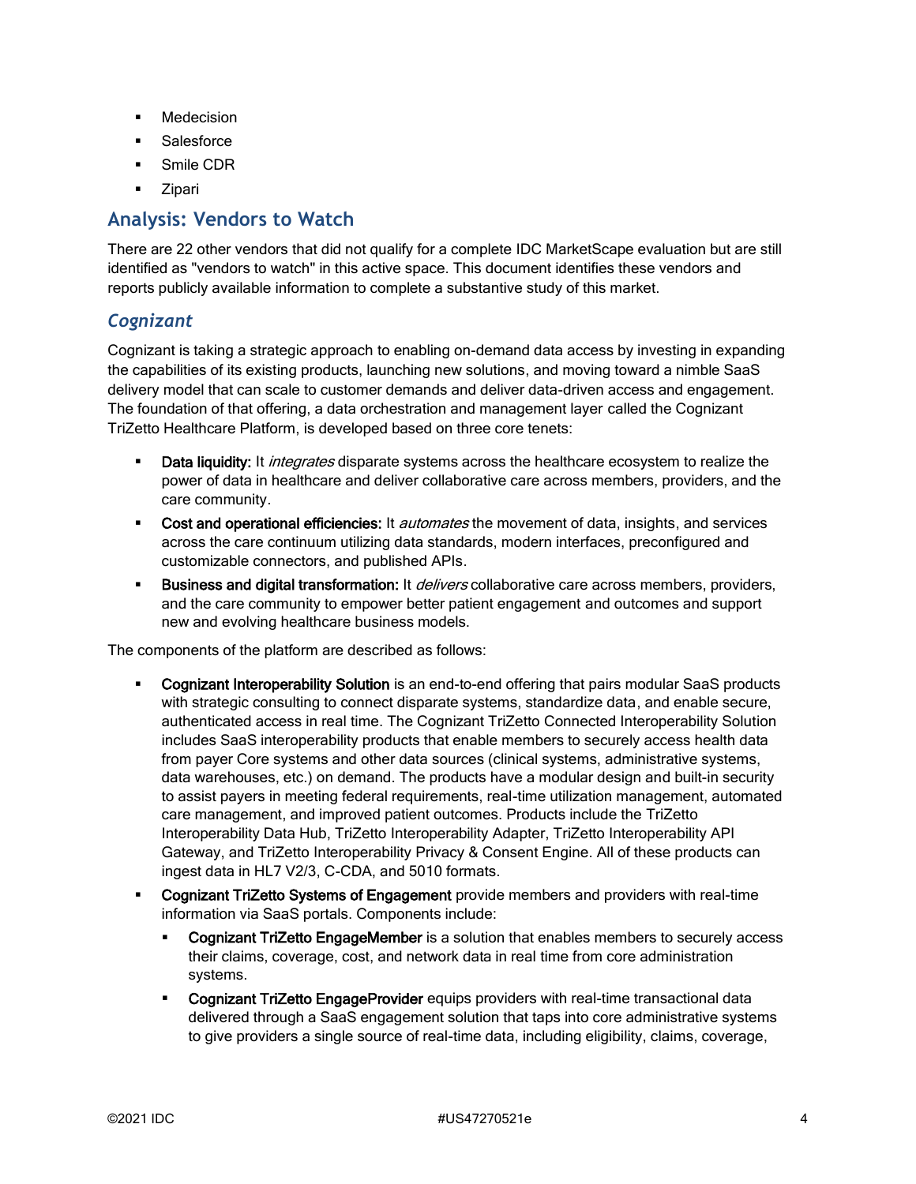- Medecision
- Salesforce
- Smile CDR
- Zipari

## Analysis: Vendors to Watch

There are 22 other vendors that did not qualify for a complete IDC MarketScape evaluation but are still identified as "vendors to watch" in this active space. This document identifies these vendors and reports publicly available information to complete a substantive study of this market.

### *Cognizant*

Cognizant is taking a strategic approach to enabling on-demand data access by investing in expanding the capabilities of its existing products, launching new solutions, and moving toward a nimble SaaS delivery model that can scale to customer demands and deliver data-driven access and engagement. The foundation of that offering, a data orchestration and management layer called the Cognizant TriZetto Healthcare Platform, is developed based on three core tenets:

- **Data liquidity:** It *integrates* disparate systems across the healthcare ecosystem to realize the power of data in healthcare and deliver collaborative care across members, providers, and the care community.
- **Cost and operational efficiencies:** It *automates* the movement of data, insights, and services across the care continuum utilizing data standards, modern interfaces, preconfigured and customizable connectors, and published APIs.
- **Business and digital transformation:** It *delivers* collaborative care across members, providers, and the care community to empower better patient engagement and outcomes and support new and evolving healthcare business models.

The components of the platform are described as follows:

- **Cognizant Interoperability Solution** is an end-to-end offering that pairs modular SaaS products with strategic consulting to connect disparate systems, standardize data, and enable secure, authenticated access in real time. The Cognizant TriZetto Connected Interoperability Solution includes SaaS interoperability products that enable members to securely access health data from payer Core systems and other data sources (clinical systems, administrative systems, data warehouses, etc.) on demand. The products have a modular design and built-in security to assist payers in meeting federal requirements, real-time utilization management, automated care management, and improved patient outcomes. Products include the TriZetto Interoperability Data Hub, TriZetto Interoperability Adapter, TriZetto Interoperability API Gateway, and TriZetto Interoperability Privacy & Consent Engine. All of these products can ingest data in HL7 V2/3, C-CDA, and 5010 formats.
- **Cognizant TriZetto Systems of Engagement** provide members and providers with real-time information via SaaS portals. Components include:
  - **Cognizant TriZetto EngageMember** is a solution that enables members to securely access their claims, coverage, cost, and network data in real time from core administration systems.
  - **Cognizant TriZetto EngageProvider** equips providers with real-time transactional data delivered through a SaaS engagement solution that taps into core administrative systems to give providers a single source of real-time data, including eligibility, claims, coverage,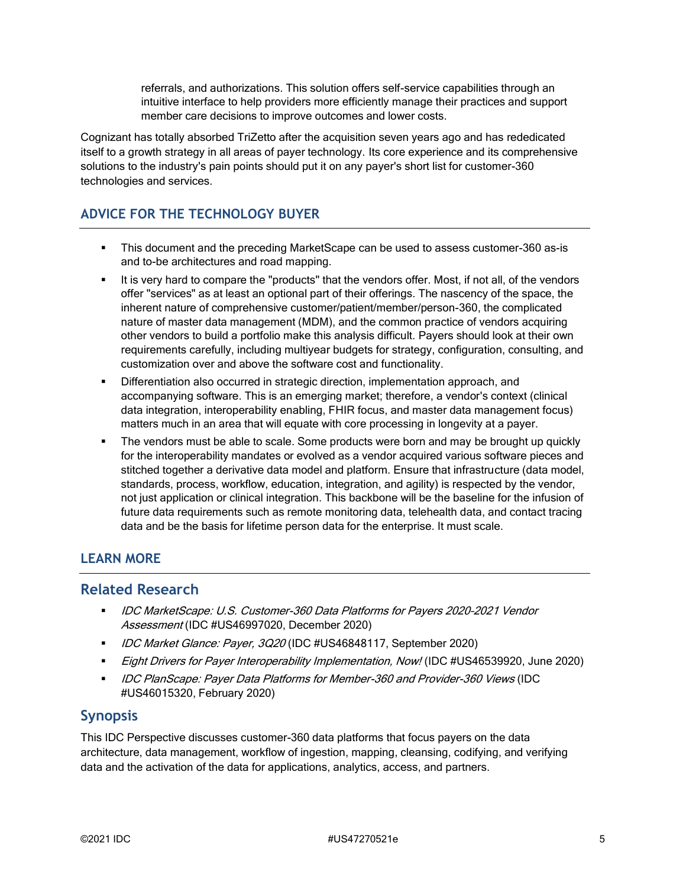referrals, and authorizations. This solution offers self-service capabilities through an intuitive interface to help providers more efficiently manage their practices and support member care decisions to improve outcomes and lower costs.

Cognizant has totally absorbed TriZetto after the acquisition seven years ago and has rededicated itself to a growth strategy in all areas of payer technology. Its core experience and its comprehensive solutions to the industry's pain points should put it on any payer's short list for customer-360 technologies and services.

## ADVICE FOR THE TECHNOLOGY BUYER

- This document and the preceding MarketScape can be used to assess customer-360 as-is and to-be architectures and road mapping.
- It is very hard to compare the "products" that the vendors offer. Most, if not all, of the vendors offer "services" as at least an optional part of their offerings. The nascency of the space, the inherent nature of comprehensive customer/patient/member/person-360, the complicated nature of master data management (MDM), and the common practice of vendors acquiring other vendors to build a portfolio make this analysis difficult. Payers should look at their own requirements carefully, including multiyear budgets for strategy, configuration, consulting, and customization over and above the software cost and functionality.
- Differentiation also occurred in strategic direction, implementation approach, and accompanying software. This is an emerging market; therefore, a vendor's context (clinical data integration, interoperability enabling, FHIR focus, and master data management focus) matters much in an area that will equate with core processing in longevity at a payer.
- The vendors must be able to scale. Some products were born and may be brought up quickly for the interoperability mandates or evolved as a vendor acquired various software pieces and stitched together a derivative data model and platform. Ensure that infrastructure (data model, standards, process, workflow, education, integration, and agility) is respected by the vendor, not just application or clinical integration. This backbone will be the baseline for the infusion of future data requirements such as remote monitoring data, telehealth data, and contact tracing data and be the basis for lifetime person data for the enterprise. It must scale.

## LEARN MORE

### Related Research

- *IDC MarketScape: U.S. Customer-360 Data Platforms for Payers 2020-2021 Vendor Assessment* (IDC #US46997020, December 2020)
- *IDC Market Glance: Payer, 3Q20* (IDC #US46848117, September 2020)
- *Eight Drivers for Payer Interoperability Implementation, Now!* (IDC #US46539920, June 2020)
- *IDC PlanScape: Payer Data Platforms for Member-360 and Provider-360 Views* (IDC #US46015320, February 2020)

### Synopsis

This IDC Perspective discusses customer-360 data platforms that focus payers on the data architecture, data management, workflow of ingestion, mapping, cleansing, codifying, and verifying data and the activation of the data for applications, analytics, access, and partners.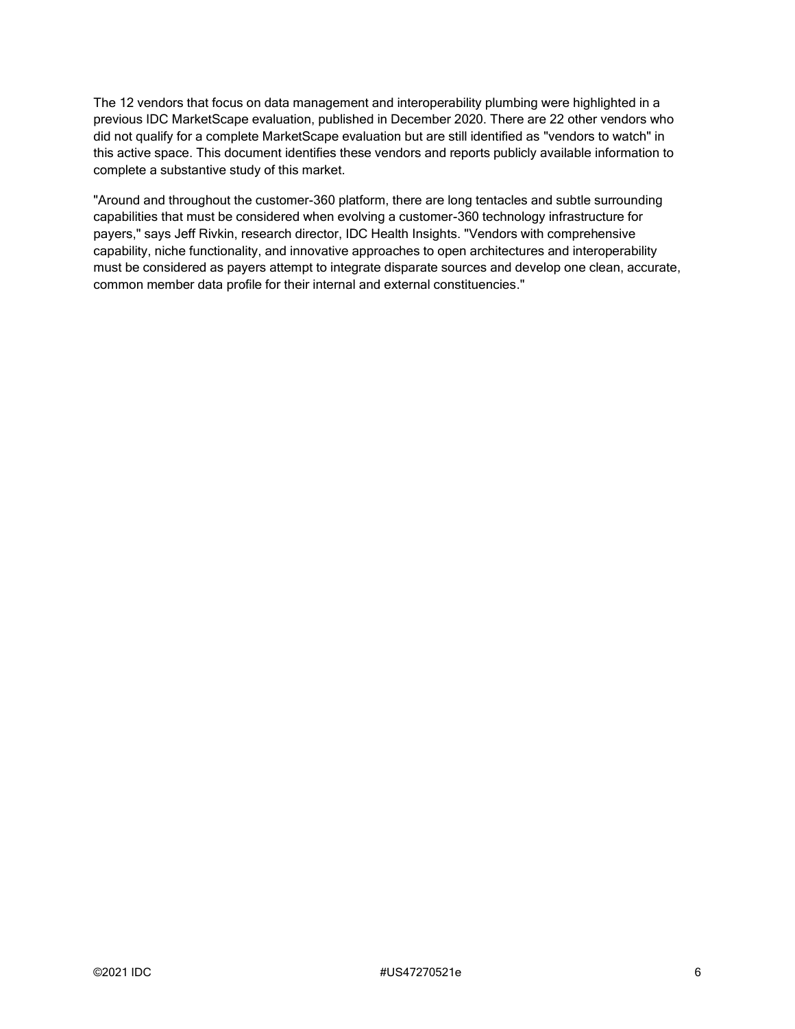The 12 vendors that focus on data management and interoperability plumbing were highlighted in a previous IDC MarketScape evaluation, published in December 2020. There are 22 other vendors who did not qualify for a complete MarketScape evaluation but are still identified as "vendors to watch" in this active space. This document identifies these vendors and reports publicly available information to complete a substantive study of this market.

"Around and throughout the customer-360 platform, there are long tentacles and subtle surrounding capabilities that must be considered when evolving a customer-360 technology infrastructure for payers," says Jeff Rivkin, research director, IDC Health Insights. "Vendors with comprehensive capability, niche functionality, and innovative approaches to open architectures and interoperability must be considered as payers attempt to integrate disparate sources and develop one clean, accurate, common member data profile for their internal and external constituencies."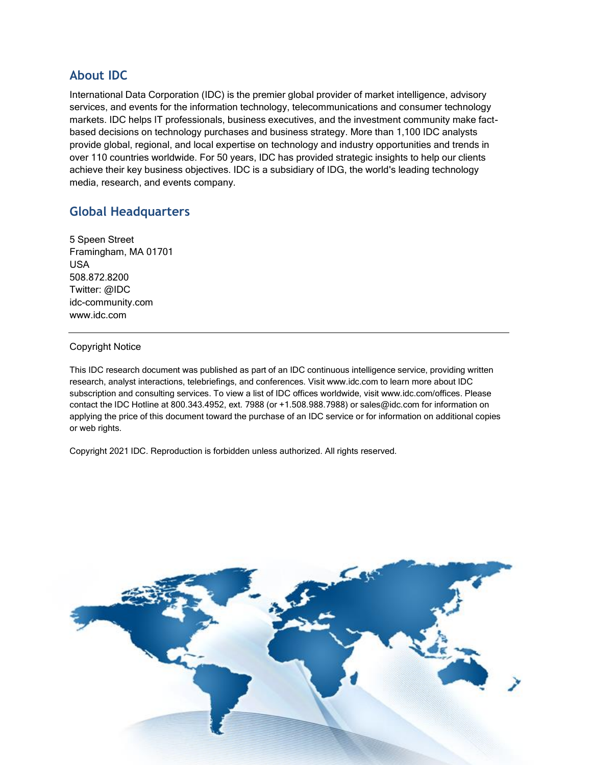## About IDC

International Data Corporation (IDC) is the premier global provider of market intelligence, advisory services, and events for the information technology, telecommunications and consumer technology markets. IDC helps IT professionals, business executives, and the investment community make fact-based decisions on technology purchases and business strategy. More than 1,100 IDC analysts provide global, regional, and local expertise on technology and industry opportunities and trends in over 110 countries worldwide. For 50 years, IDC has provided strategic insights to help our clients achieve their key business objectives. IDC is a subsidiary of IDG, the world's leading technology media, research, and events company.

## Global Headquarters

5 Speen Street
Framingham, MA 01701
USA
508.872.8200
Twitter: @IDC
idc-community.com
www.idc.com

---

Copyright Notice

This IDC research document was published as part of an IDC continuous intelligence service, providing written research, analyst interactions, telebriefings, and conferences. Visit www.idc.com to learn more about IDC subscription and consulting services. To view a list of IDC offices worldwide, visit www.idc.com/offices. Please contact the IDC Hotline at 800.343.4952, ext. 7988 (or +1.508.988.7988) or sales@idc.com for information on applying the price of this document toward the purchase of an IDC service or for information on additional copies or web rights.

Copyright 2021 IDC. Reproduction is forbidden unless authorized. All rights reserved.